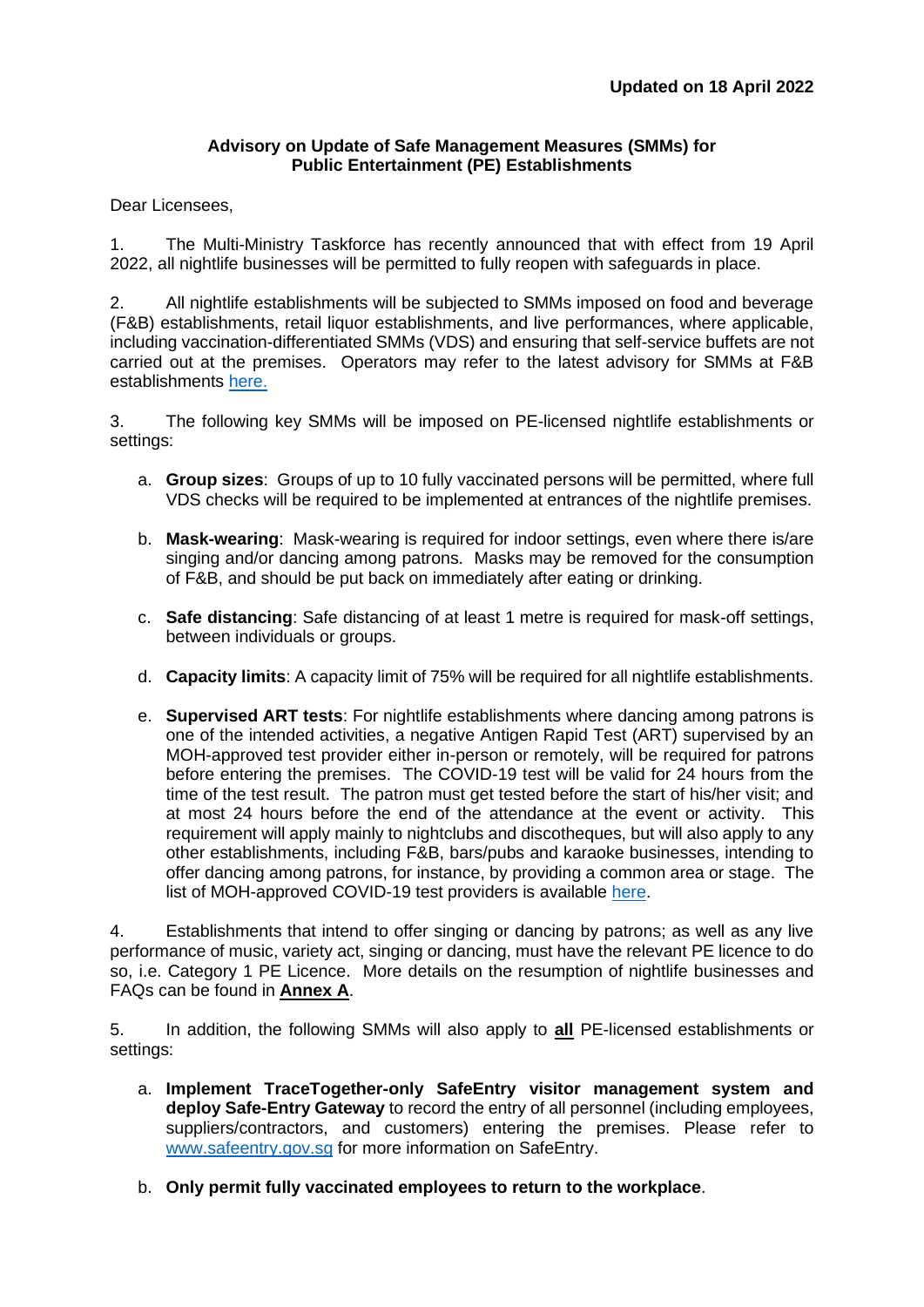**Updated on 18 April 2022**

**Advisory on Update of Safe Management Measures (SMMs) for Public Entertainment (PE) Establishments**

Dear Licensees,

1. The Multi-Ministry Taskforce has recently announced that with effect from 19 April 2022, all nightlife businesses will be permitted to fully reopen with safeguards in place.

2. All nightlife establishments will be subjected to SMMs imposed on food and beverage (F&B) establishments, retail liquor establishments, and live performances, where applicable, including vaccination-differentiated SMMs (VDS) and ensuring that self-service buffets are not carried out at the premises. Operators may refer to the latest advisory for SMMs at F&B establishments here.

3. The following key SMMs will be imposed on PE-licensed nightlife establishments or settings:

   a. **Group sizes**: Groups of up to 10 fully vaccinated persons will be permitted, where full VDS checks will be required to be implemented at entrances of the nightlife premises.

   b. **Mask-wearing**: Mask-wearing is required for indoor settings, even where there is/are singing and/or dancing among patrons. Masks may be removed for the consumption of F&B, and should be put back on immediately after eating or drinking.

   c. **Safe distancing**: Safe distancing of at least 1 metre is required for mask-off settings, between individuals or groups.

   d. **Capacity limits**: A capacity limit of 75% will be required for all nightlife establishments.

   e. **Supervised ART tests**: For nightlife establishments where dancing among patrons is one of the intended activities, a negative Antigen Rapid Test (ART) supervised by an MOH-approved test provider either in-person or remotely, will be required for patrons before entering the premises. The COVID-19 test will be valid for 24 hours from the time of the test result. The patron must get tested before the start of his/her visit; and at most 24 hours before the end of the attendance at the event or activity. This requirement will apply mainly to nightclubs and discotheques, but will also apply to any other establishments, including F&B, bars/pubs and karaoke businesses, intending to offer dancing among patrons, for instance, by providing a common area or stage. The list of MOH-approved COVID-19 test providers is available here.

4. Establishments that intend to offer singing or dancing by patrons; as well as any live performance of music, variety act, singing or dancing, must have the relevant PE licence to do so, i.e. Category 1 PE Licence. More details on the resumption of nightlife businesses and FAQs can be found in **Annex A**.

5. In addition, the following SMMs will also apply to **all** PE-licensed establishments or settings:

   a. **Implement TraceTogether-only SafeEntry visitor management system and deploy Safe-Entry Gateway** to record the entry of all personnel (including employees, suppliers/contractors, and customers) entering the premises. Please refer to www.safeentry.gov.sg for more information on SafeEntry.

   b. **Only permit fully vaccinated employees to return to the workplace**.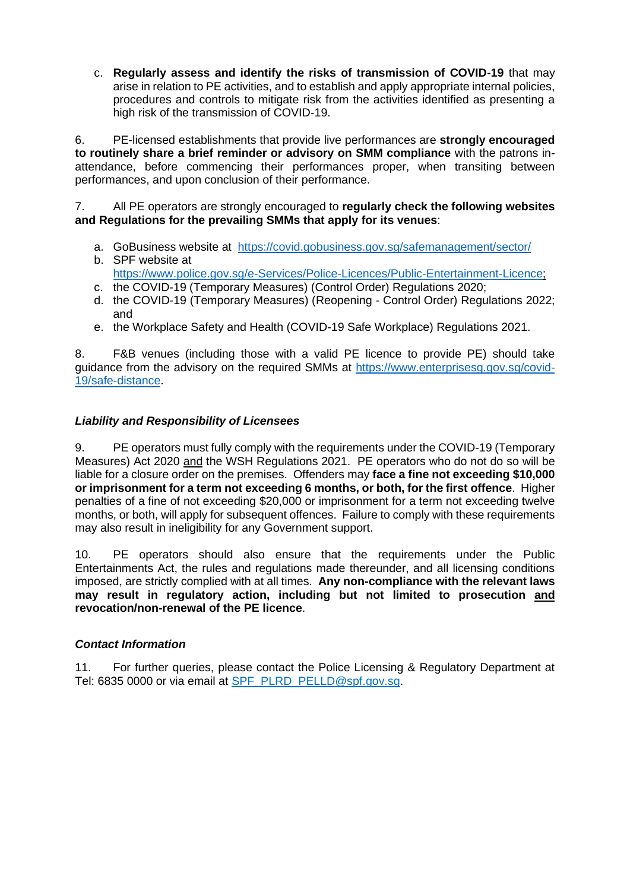c. **Regularly assess and identify the risks of transmission of COVID-19** that may arise in relation to PE activities, and to establish and apply appropriate internal policies, procedures and controls to mitigate risk from the activities identified as presenting a high risk of the transmission of COVID-19.

6. PE-licensed establishments that provide live performances are **strongly encouraged to routinely share a brief reminder or advisory on SMM compliance** with the patrons in-attendance, before commencing their performances proper, when transiting between performances, and upon conclusion of their performance.

7. All PE operators are strongly encouraged to **regularly check the following websites and Regulations for the prevailing SMMs that apply for its venues**:

a. GoBusiness website at https://covid.gobusiness.gov.sg/safemanagement/sector/
b. SPF website at https://www.police.gov.sg/e-Services/Police-Licences/Public-Entertainment-Licence;
c. the COVID-19 (Temporary Measures) (Control Order) Regulations 2020;
d. the COVID-19 (Temporary Measures) (Reopening - Control Order) Regulations 2022; and
e. the Workplace Safety and Health (COVID-19 Safe Workplace) Regulations 2021.

8. F&B venues (including those with a valid PE licence to provide PE) should take guidance from the advisory on the required SMMs at https://www.enterprisesg.gov.sg/covid-19/safe-distance.

### *Liability and Responsibility of Licensees*

9. PE operators must fully comply with the requirements under the COVID-19 (Temporary Measures) Act 2020 and the WSH Regulations 2021. PE operators who do not do so will be liable for a closure order on the premises. Offenders may **face a fine not exceeding $10,000 or imprisonment for a term not exceeding 6 months, or both, for the first offence**. Higher penalties of a fine of not exceeding $20,000 or imprisonment for a term not exceeding twelve months, or both, will apply for subsequent offences. Failure to comply with these requirements may also result in ineligibility for any Government support.

10. PE operators should also ensure that the requirements under the Public Entertainments Act, the rules and regulations made thereunder, and all licensing conditions imposed, are strictly complied with at all times. **Any non-compliance with the relevant laws may result in regulatory action, including but not limited to prosecution and revocation/non-renewal of the PE licence**.

### *Contact Information*

11. For further queries, please contact the Police Licensing & Regulatory Department at Tel: 6835 0000 or via email at SPF_PLRD_PELLD@spf.gov.sg.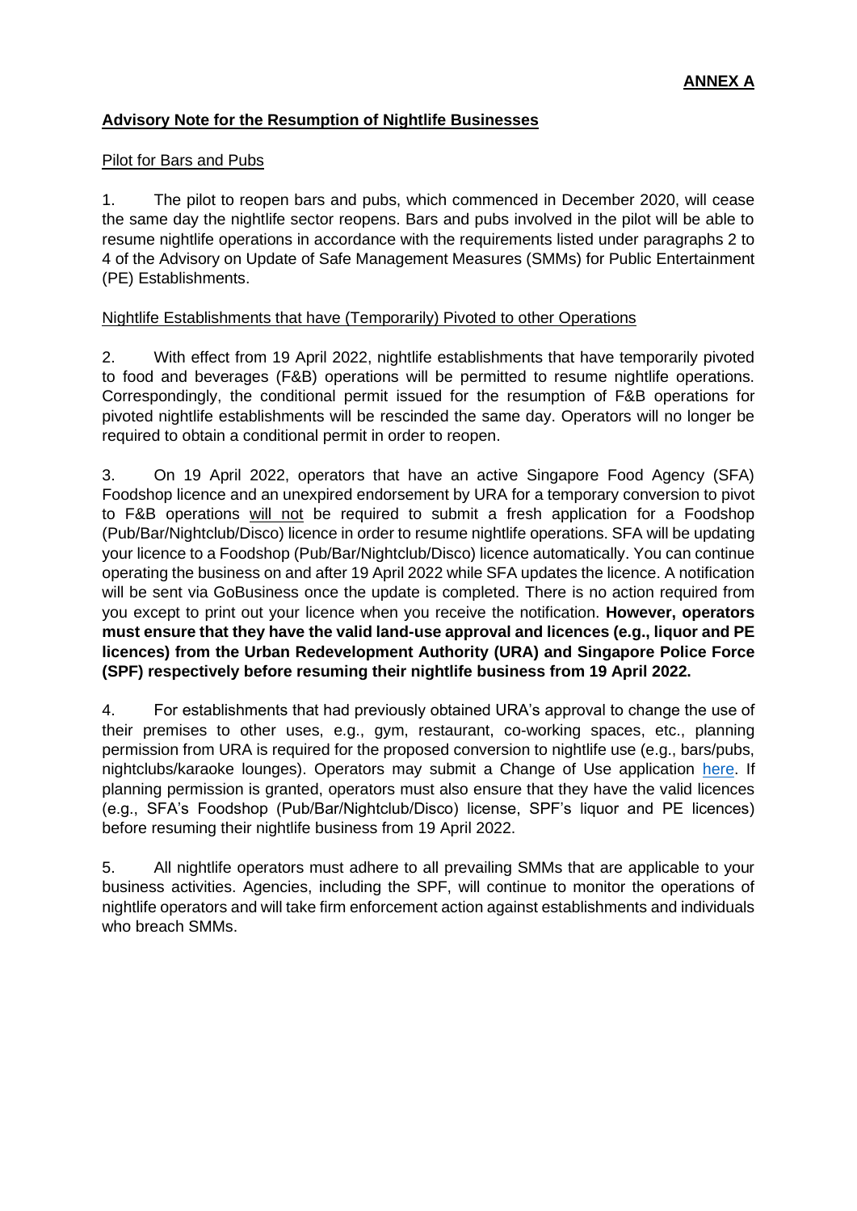**ANNEX A**

**Advisory Note for the Resumption of Nightlife Businesses**

Pilot for Bars and Pubs

1. The pilot to reopen bars and pubs, which commenced in December 2020, will cease the same day the nightlife sector reopens. Bars and pubs involved in the pilot will be able to resume nightlife operations in accordance with the requirements listed under paragraphs 2 to 4 of the Advisory on Update of Safe Management Measures (SMMs) for Public Entertainment (PE) Establishments.

Nightlife Establishments that have (Temporarily) Pivoted to other Operations

2. With effect from 19 April 2022, nightlife establishments that have temporarily pivoted to food and beverages (F&B) operations will be permitted to resume nightlife operations. Correspondingly, the conditional permit issued for the resumption of F&B operations for pivoted nightlife establishments will be rescinded the same day. Operators will no longer be required to obtain a conditional permit in order to reopen.

3. On 19 April 2022, operators that have an active Singapore Food Agency (SFA) Foodshop licence and an unexpired endorsement by URA for a temporary conversion to pivot to F&B operations will not be required to submit a fresh application for a Foodshop (Pub/Bar/Nightclub/Disco) licence in order to resume nightlife operations. SFA will be updating your licence to a Foodshop (Pub/Bar/Nightclub/Disco) licence automatically. You can continue operating the business on and after 19 April 2022 while SFA updates the licence. A notification will be sent via GoBusiness once the update is completed. There is no action required from you except to print out your licence when you receive the notification. **However, operators must ensure that they have the valid land-use approval and licences (e.g., liquor and PE licences) from the Urban Redevelopment Authority (URA) and Singapore Police Force (SPF) respectively before resuming their nightlife business from 19 April 2022.**

4. For establishments that had previously obtained URA's approval to change the use of their premises to other uses, e.g., gym, restaurant, co-working spaces, etc., planning permission from URA is required for the proposed conversion to nightlife use (e.g., bars/pubs, nightclubs/karaoke lounges). Operators may submit a Change of Use application here. If planning permission is granted, operators must also ensure that they have the valid licences (e.g., SFA's Foodshop (Pub/Bar/Nightclub/Disco) license, SPF's liquor and PE licences) before resuming their nightlife business from 19 April 2022.

5. All nightlife operators must adhere to all prevailing SMMs that are applicable to your business activities. Agencies, including the SPF, will continue to monitor the operations of nightlife operators and will take firm enforcement action against establishments and individuals who breach SMMs.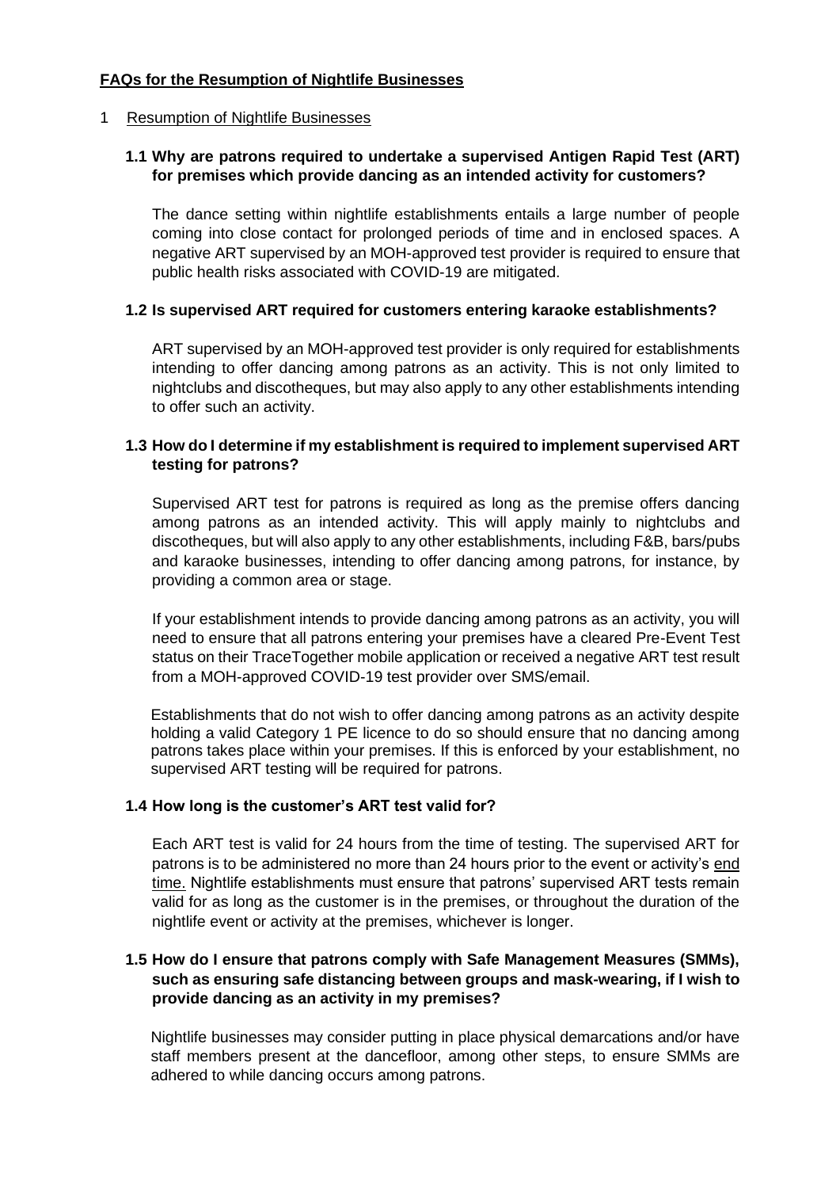**FAQs for the Resumption of Nightlife Businesses**

1 Resumption of Nightlife Businesses

### 1.1 Why are patrons required to undertake a supervised Antigen Rapid Test (ART) for premises which provide dancing as an intended activity for customers?

The dance setting within nightlife establishments entails a large number of people coming into close contact for prolonged periods of time and in enclosed spaces. A negative ART supervised by an MOH-approved test provider is required to ensure that public health risks associated with COVID-19 are mitigated.

### 1.2 Is supervised ART required for customers entering karaoke establishments?

ART supervised by an MOH-approved test provider is only required for establishments intending to offer dancing among patrons as an activity. This is not only limited to nightclubs and discotheques, but may also apply to any other establishments intending to offer such an activity.

### 1.3 How do I determine if my establishment is required to implement supervised ART testing for patrons?

Supervised ART test for patrons is required as long as the premise offers dancing among patrons as an intended activity. This will apply mainly to nightclubs and discotheques, but will also apply to any other establishments, including F&B, bars/pubs and karaoke businesses, intending to offer dancing among patrons, for instance, by providing a common area or stage.

If your establishment intends to provide dancing among patrons as an activity, you will need to ensure that all patrons entering your premises have a cleared Pre-Event Test status on their TraceTogether mobile application or received a negative ART test result from a MOH-approved COVID-19 test provider over SMS/email.

Establishments that do not wish to offer dancing among patrons as an activity despite holding a valid Category 1 PE licence to do so should ensure that no dancing among patrons takes place within your premises. If this is enforced by your establishment, no supervised ART testing will be required for patrons.

### 1.4 How long is the customer's ART test valid for?

Each ART test is valid for 24 hours from the time of testing. The supervised ART for patrons is to be administered no more than 24 hours prior to the event or activity's end time. Nightlife establishments must ensure that patrons' supervised ART tests remain valid for as long as the customer is in the premises, or throughout the duration of the nightlife event or activity at the premises, whichever is longer.

### 1.5 How do I ensure that patrons comply with Safe Management Measures (SMMs), such as ensuring safe distancing between groups and mask-wearing, if I wish to provide dancing as an activity in my premises?

Nightlife businesses may consider putting in place physical demarcations and/or have staff members present at the dancefloor, among other steps, to ensure SMMs are adhered to while dancing occurs among patrons.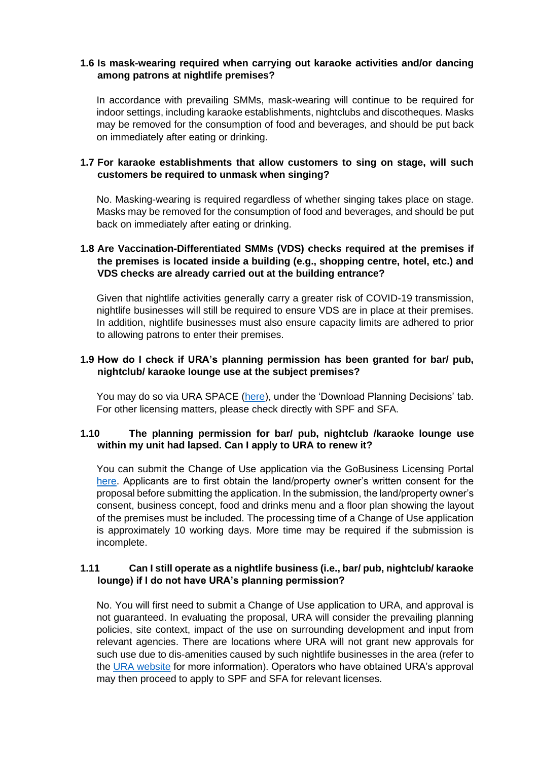**1.6 Is mask-wearing required when carrying out karaoke activities and/or dancing among patrons at nightlife premises?**

In accordance with prevailing SMMs, mask-wearing will continue to be required for indoor settings, including karaoke establishments, nightclubs and discotheques. Masks may be removed for the consumption of food and beverages, and should be put back on immediately after eating or drinking.

**1.7 For karaoke establishments that allow customers to sing on stage, will such customers be required to unmask when singing?**

No. Masking-wearing is required regardless of whether singing takes place on stage. Masks may be removed for the consumption of food and beverages, and should be put back on immediately after eating or drinking.

**1.8 Are Vaccination-Differentiated SMMs (VDS) checks required at the premises if the premises is located inside a building (e.g., shopping centre, hotel, etc.) and VDS checks are already carried out at the building entrance?**

Given that nightlife activities generally carry a greater risk of COVID-19 transmission, nightlife businesses will still be required to ensure VDS are in place at their premises. In addition, nightlife businesses must also ensure capacity limits are adhered to prior to allowing patrons to enter their premises.

**1.9 How do I check if URA's planning permission has been granted for bar/ pub, nightclub/ karaoke lounge use at the subject premises?**

You may do so via URA SPACE (here), under the 'Download Planning Decisions' tab. For other licensing matters, please check directly with SPF and SFA.

**1.10 The planning permission for bar/ pub, nightclub /karaoke lounge use within my unit had lapsed. Can I apply to URA to renew it?**

You can submit the Change of Use application via the GoBusiness Licensing Portal here. Applicants are to first obtain the land/property owner's written consent for the proposal before submitting the application. In the submission, the land/property owner's consent, business concept, food and drinks menu and a floor plan showing the layout of the premises must be included. The processing time of a Change of Use application is approximately 10 working days. More time may be required if the submission is incomplete.

**1.11 Can I still operate as a nightlife business (i.e., bar/ pub, nightclub/ karaoke lounge) if I do not have URA's planning permission?**

No. You will first need to submit a Change of Use application to URA, and approval is not guaranteed. In evaluating the proposal, URA will consider the prevailing planning policies, site context, impact of the use on surrounding development and input from relevant agencies. There are locations where URA will not grant new approvals for such use due to dis-amenities caused by such nightlife businesses in the area (refer to the URA website for more information). Operators who have obtained URA's approval may then proceed to apply to SPF and SFA for relevant licenses.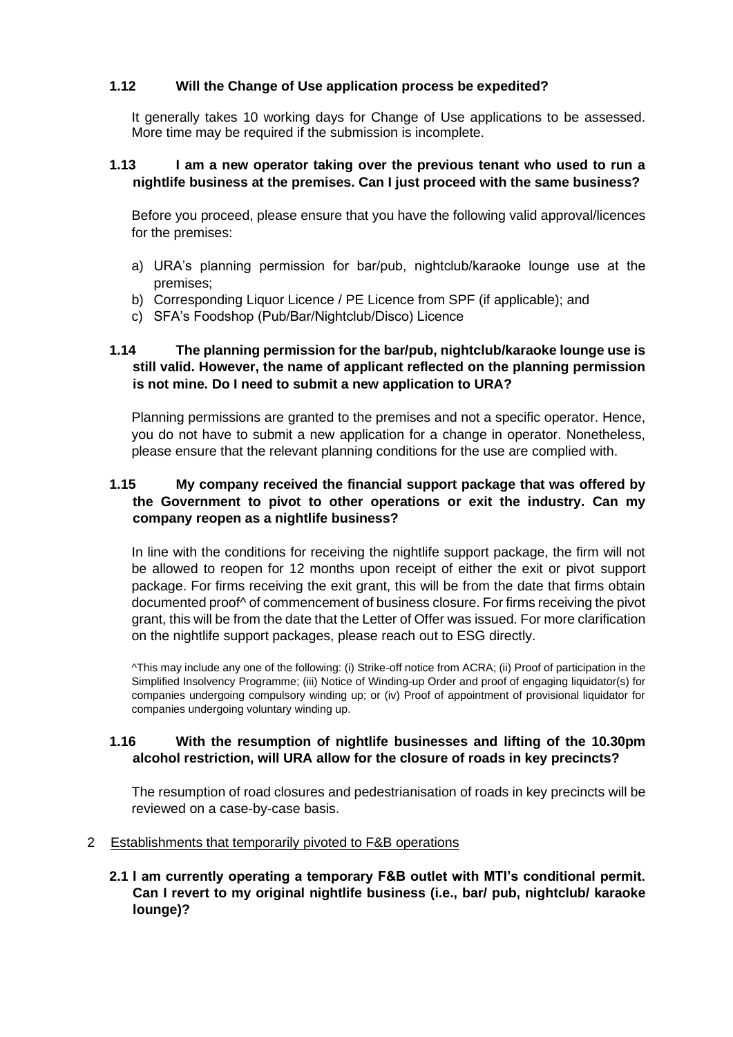### 1.12 Will the Change of Use application process be expedited?

It generally takes 10 working days for Change of Use applications to be assessed. More time may be required if the submission is incomplete.

### 1.13 I am a new operator taking over the previous tenant who used to run a nightlife business at the premises. Can I just proceed with the same business?

Before you proceed, please ensure that you have the following valid approval/licences for the premises:

a) URA's planning permission for bar/pub, nightclub/karaoke lounge use at the premises;
b) Corresponding Liquor Licence / PE Licence from SPF (if applicable); and
c) SFA's Foodshop (Pub/Bar/Nightclub/Disco) Licence

### 1.14 The planning permission for the bar/pub, nightclub/karaoke lounge use is still valid. However, the name of applicant reflected on the planning permission is not mine. Do I need to submit a new application to URA?

Planning permissions are granted to the premises and not a specific operator. Hence, you do not have to submit a new application for a change in operator. Nonetheless, please ensure that the relevant planning conditions for the use are complied with.

### 1.15 My company received the financial support package that was offered by the Government to pivot to other operations or exit the industry. Can my company reopen as a nightlife business?

In line with the conditions for receiving the nightlife support package, the firm will not be allowed to reopen for 12 months upon receipt of either the exit or pivot support package. For firms receiving the exit grant, this will be from the date that firms obtain documented proof^ of commencement of business closure. For firms receiving the pivot grant, this will be from the date that the Letter of Offer was issued. For more clarification on the nightlife support packages, please reach out to ESG directly.

^This may include any one of the following: (i) Strike-off notice from ACRA; (ii) Proof of participation in the Simplified Insolvency Programme; (iii) Notice of Winding-up Order and proof of engaging liquidator(s) for companies undergoing compulsory winding up; or (iv) Proof of appointment of provisional liquidator for companies undergoing voluntary winding up.

### 1.16 With the resumption of nightlife businesses and lifting of the 10.30pm alcohol restriction, will URA allow for the closure of roads in key precincts?

The resumption of road closures and pedestrianisation of roads in key precincts will be reviewed on a case-by-case basis.

## 2 Establishments that temporarily pivoted to F&B operations

### 2.1 I am currently operating a temporary F&B outlet with MTI's conditional permit. Can I revert to my original nightlife business (i.e., bar/ pub, nightclub/ karaoke lounge)?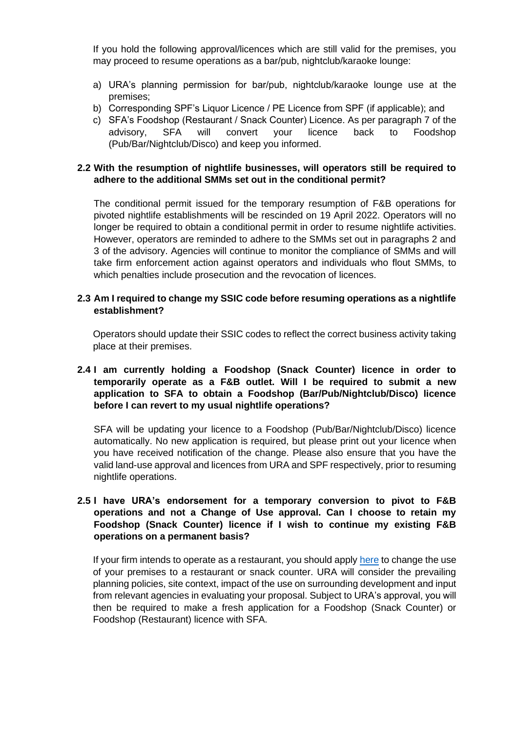If you hold the following approval/licences which are still valid for the premises, you may proceed to resume operations as a bar/pub, nightclub/karaoke lounge:

a) URA's planning permission for bar/pub, nightclub/karaoke lounge use at the premises;
b) Corresponding SPF's Liquor Licence / PE Licence from SPF (if applicable); and
c) SFA's Foodshop (Restaurant / Snack Counter) Licence. As per paragraph 7 of the advisory, SFA will convert your licence back to Foodshop (Pub/Bar/Nightclub/Disco) and keep you informed.

**2.2 With the resumption of nightlife businesses, will operators still be required to adhere to the additional SMMs set out in the conditional permit?**

The conditional permit issued for the temporary resumption of F&B operations for pivoted nightlife establishments will be rescinded on 19 April 2022. Operators will no longer be required to obtain a conditional permit in order to resume nightlife activities. However, operators are reminded to adhere to the SMMs set out in paragraphs 2 and 3 of the advisory. Agencies will continue to monitor the compliance of SMMs and will take firm enforcement action against operators and individuals who flout SMMs, to which penalties include prosecution and the revocation of licences.

**2.3 Am I required to change my SSIC code before resuming operations as a nightlife establishment?**

Operators should update their SSIC codes to reflect the correct business activity taking place at their premises.

**2.4 I am currently holding a Foodshop (Snack Counter) licence in order to temporarily operate as a F&B outlet. Will I be required to submit a new application to SFA to obtain a Foodshop (Bar/Pub/Nightclub/Disco) licence before I can revert to my usual nightlife operations?**

SFA will be updating your licence to a Foodshop (Pub/Bar/Nightclub/Disco) licence automatically. No new application is required, but please print out your licence when you have received notification of the change. Please also ensure that you have the valid land-use approval and licences from URA and SPF respectively, prior to resuming nightlife operations.

**2.5 I have URA's endorsement for a temporary conversion to pivot to F&B operations and not a Change of Use approval. Can I choose to retain my Foodshop (Snack Counter) licence if I wish to continue my existing F&B operations on a permanent basis?**

If your firm intends to operate as a restaurant, you should apply here to change the use of your premises to a restaurant or snack counter. URA will consider the prevailing planning policies, site context, impact of the use on surrounding development and input from relevant agencies in evaluating your proposal. Subject to URA's approval, you will then be required to make a fresh application for a Foodshop (Snack Counter) or Foodshop (Restaurant) licence with SFA.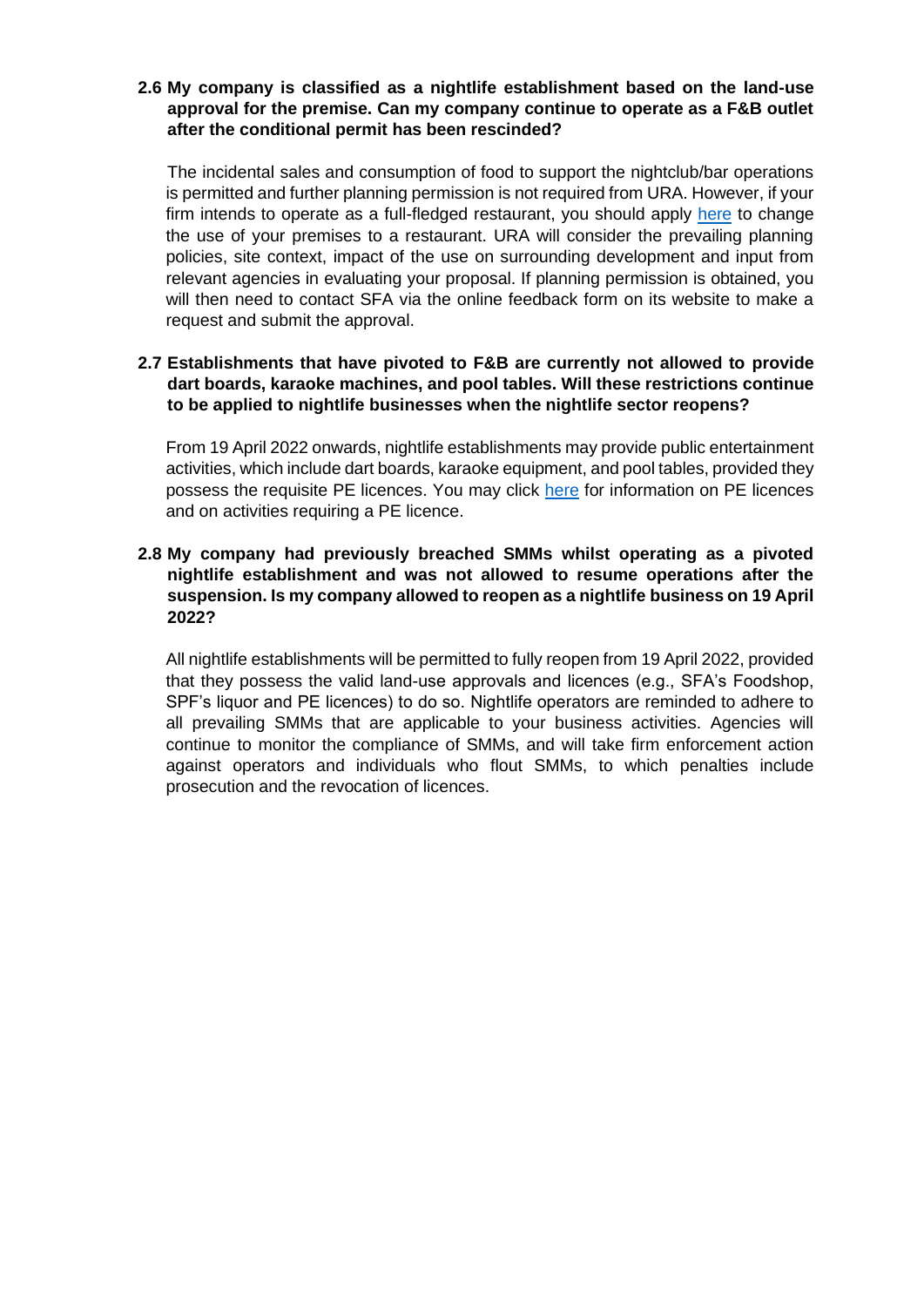**2.6 My company is classified as a nightlife establishment based on the land-use approval for the premise. Can my company continue to operate as a F&B outlet after the conditional permit has been rescinded?**

The incidental sales and consumption of food to support the nightclub/bar operations is permitted and further planning permission is not required from URA. However, if your firm intends to operate as a full-fledged restaurant, you should apply here to change the use of your premises to a restaurant. URA will consider the prevailing planning policies, site context, impact of the use on surrounding development and input from relevant agencies in evaluating your proposal. If planning permission is obtained, you will then need to contact SFA via the online feedback form on its website to make a request and submit the approval.

**2.7 Establishments that have pivoted to F&B are currently not allowed to provide dart boards, karaoke machines, and pool tables. Will these restrictions continue to be applied to nightlife businesses when the nightlife sector reopens?**

From 19 April 2022 onwards, nightlife establishments may provide public entertainment activities, which include dart boards, karaoke equipment, and pool tables, provided they possess the requisite PE licences. You may click here for information on PE licences and on activities requiring a PE licence.

**2.8 My company had previously breached SMMs whilst operating as a pivoted nightlife establishment and was not allowed to resume operations after the suspension. Is my company allowed to reopen as a nightlife business on 19 April 2022?**

All nightlife establishments will be permitted to fully reopen from 19 April 2022, provided that they possess the valid land-use approvals and licences (e.g., SFA's Foodshop, SPF's liquor and PE licences) to do so. Nightlife operators are reminded to adhere to all prevailing SMMs that are applicable to your business activities. Agencies will continue to monitor the compliance of SMMs, and will take firm enforcement action against operators and individuals who flout SMMs, to which penalties include prosecution and the revocation of licences.